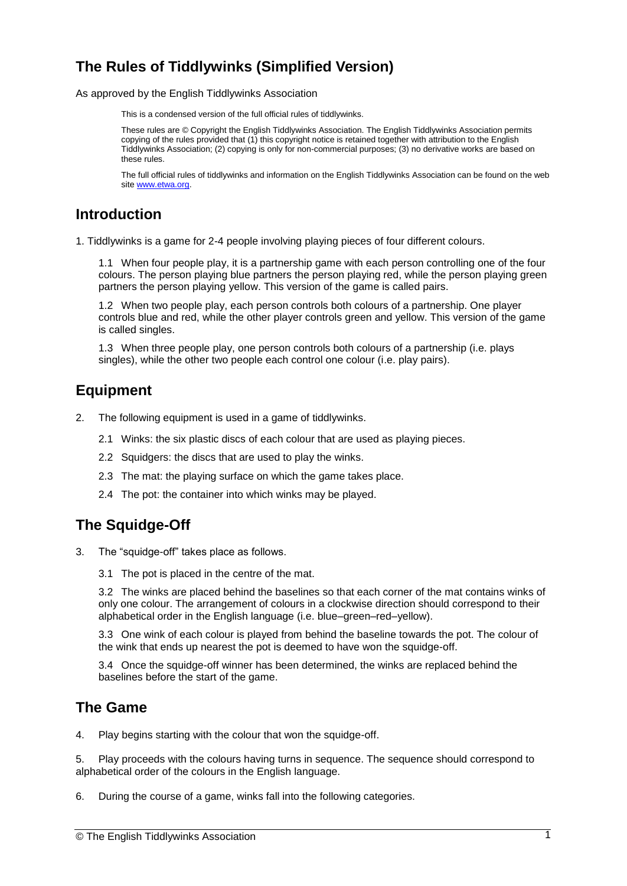# The Rules of Tiddlywinks (Simplified Version)

As approved by the English Tiddlywinks Association

> This is a condensed version of the full official rules of tiddlywinks.
>
> These rules are © Copyright the English Tiddlywinks Association. The English Tiddlywinks Association permits copying of the rules provided that (1) this copyright notice is retained together with attribution to the English Tiddlywinks Association; (2) copying is only for non-commercial purposes; (3) no derivative works are based on these rules.
>
> The full official rules of tiddlywinks and information on the English Tiddlywinks Association can be found on the web site [www.etwa.org](http://www.etwa.org).

## Introduction

1. Tiddlywinks is a game for 2-4 people involving playing pieces of four different colours.

   1.1 When four people play, it is a partnership game with each person controlling one of the four colours. The person playing blue partners the person playing red, while the person playing green partners the person playing yellow. This version of the game is called pairs.

   1.2 When two people play, each person controls both colours of a partnership. One player controls blue and red, while the other player controls green and yellow. This version of the game is called singles.

   1.3 When three people play, one person controls both colours of a partnership (i.e. plays singles), while the other two people each control one colour (i.e. play pairs).

## Equipment

2. The following equipment is used in a game of tiddlywinks.

   2.1 Winks: the six plastic discs of each colour that are used as playing pieces.

   2.2 Squidgers: the discs that are used to play the winks.

   2.3 The mat: the playing surface on which the game takes place.

   2.4 The pot: the container into which winks may be played.

## The Squidge-Off

3. The "squidge-off" takes place as follows.

   3.1 The pot is placed in the centre of the mat.

   3.2 The winks are placed behind the baselines so that each corner of the mat contains winks of only one colour. The arrangement of colours in a clockwise direction should correspond to their alphabetical order in the English language (i.e. blue–green–red–yellow).

   3.3 One wink of each colour is played from behind the baseline towards the pot. The colour of the wink that ends up nearest the pot is deemed to have won the squidge-off.

   3.4 Once the squidge-off winner has been determined, the winks are replaced behind the baselines before the start of the game.

## The Game

4. Play begins starting with the colour that won the squidge-off.

5. Play proceeds with the colours having turns in sequence. The sequence should correspond to alphabetical order of the colours in the English language.

6. During the course of a game, winks fall into the following categories.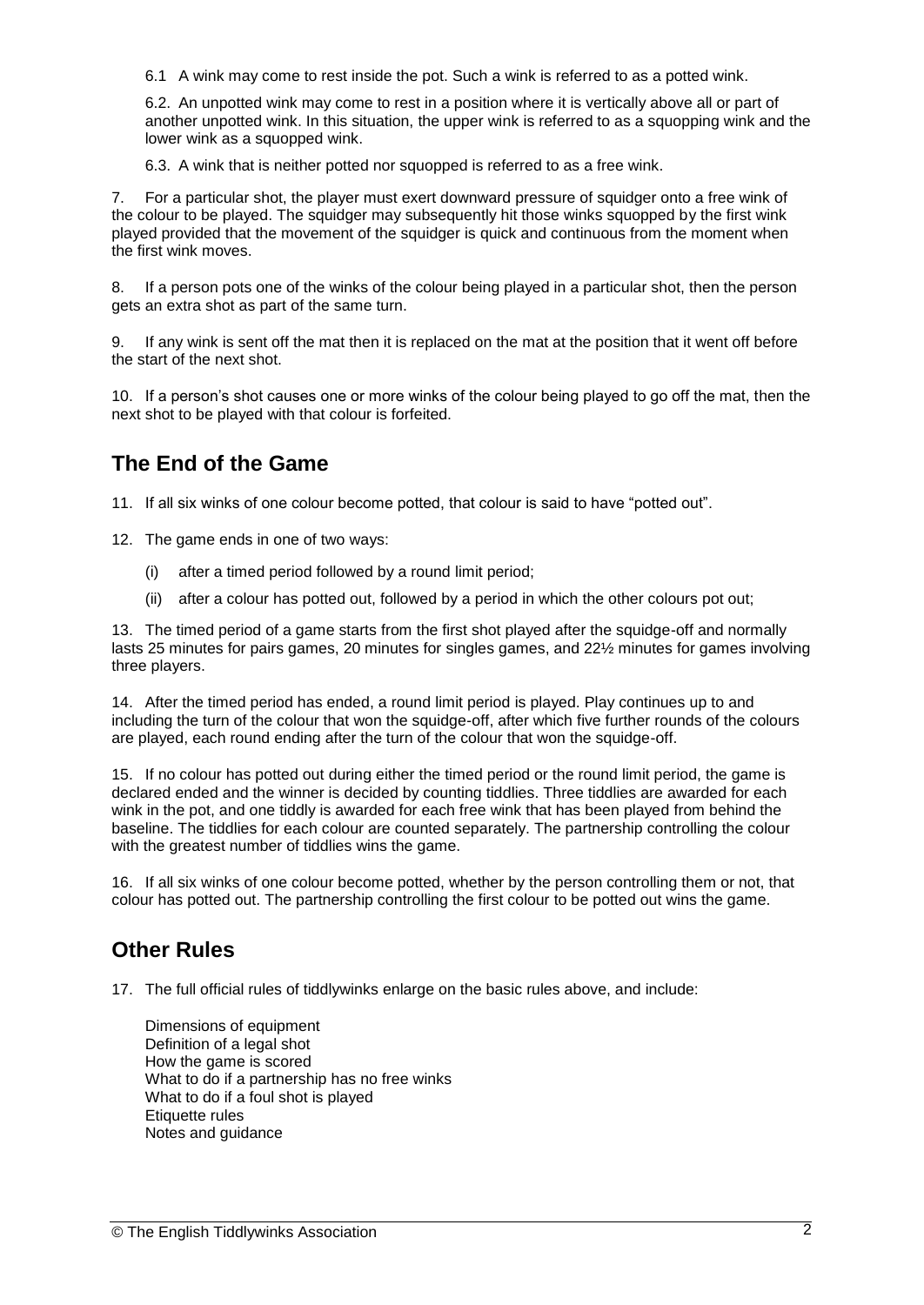6.1 A wink may come to rest inside the pot. Such a wink is referred to as a potted wink.

6.2. An unpotted wink may come to rest in a position where it is vertically above all or part of another unpotted wink. In this situation, the upper wink is referred to as a squopping wink and the lower wink as a squopped wink.

6.3. A wink that is neither potted nor squopped is referred to as a free wink.

7. For a particular shot, the player must exert downward pressure of squidger onto a free wink of the colour to be played. The squidger may subsequently hit those winks squopped by the first wink played provided that the movement of the squidger is quick and continuous from the moment when the first wink moves.

8. If a person pots one of the winks of the colour being played in a particular shot, then the person gets an extra shot as part of the same turn.

9. If any wink is sent off the mat then it is replaced on the mat at the position that it went off before the start of the next shot.

10. If a person's shot causes one or more winks of the colour being played to go off the mat, then the next shot to be played with that colour is forfeited.

## The End of the Game

11. If all six winks of one colour become potted, that colour is said to have "potted out".

12. The game ends in one of two ways:

   (i) after a timed period followed by a round limit period;

   (ii) after a colour has potted out, followed by a period in which the other colours pot out;

13. The timed period of a game starts from the first shot played after the squidge-off and normally lasts 25 minutes for pairs games, 20 minutes for singles games, and 22½ minutes for games involving three players.

14. After the timed period has ended, a round limit period is played. Play continues up to and including the turn of the colour that won the squidge-off, after which five further rounds of the colours are played, each round ending after the turn of the colour that won the squidge-off.

15. If no colour has potted out during either the timed period or the round limit period, the game is declared ended and the winner is decided by counting tiddlies. Three tiddlies are awarded for each wink in the pot, and one tiddly is awarded for each free wink that has been played from behind the baseline. The tiddlies for each colour are counted separately. The partnership controlling the colour with the greatest number of tiddlies wins the game.

16. If all six winks of one colour become potted, whether by the person controlling them or not, that colour has potted out. The partnership controlling the first colour to be potted out wins the game.

## Other Rules

17. The full official rules of tiddlywinks enlarge on the basic rules above, and include:

Dimensions of equipment
Definition of a legal shot
How the game is scored
What to do if a partnership has no free winks
What to do if a foul shot is played
Etiquette rules
Notes and guidance

© The English Tiddlywinks Association